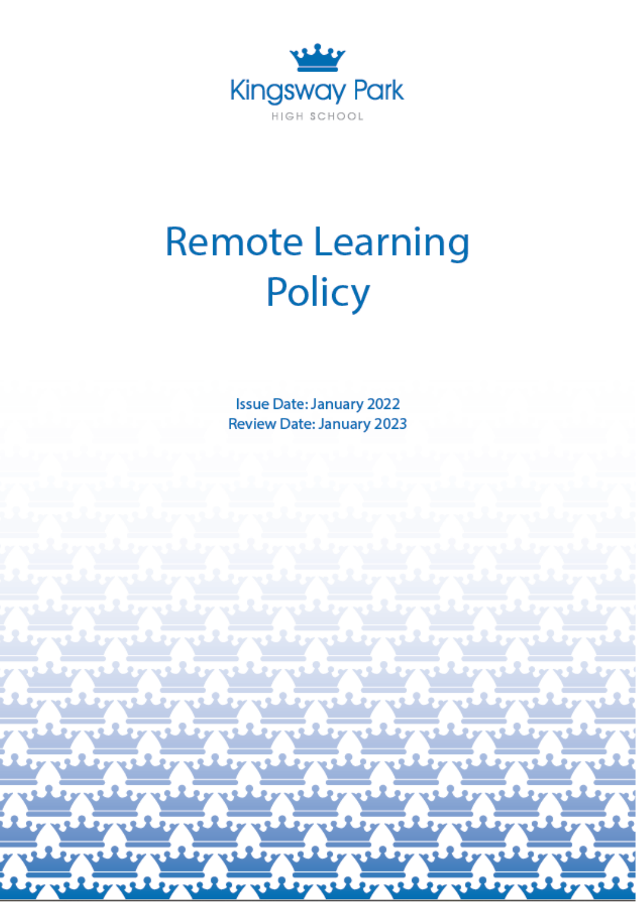Kingsway Park

HIGH SCHOOL

# Remote Learning Policy

Issue Date: January 2022
Review Date: January 2023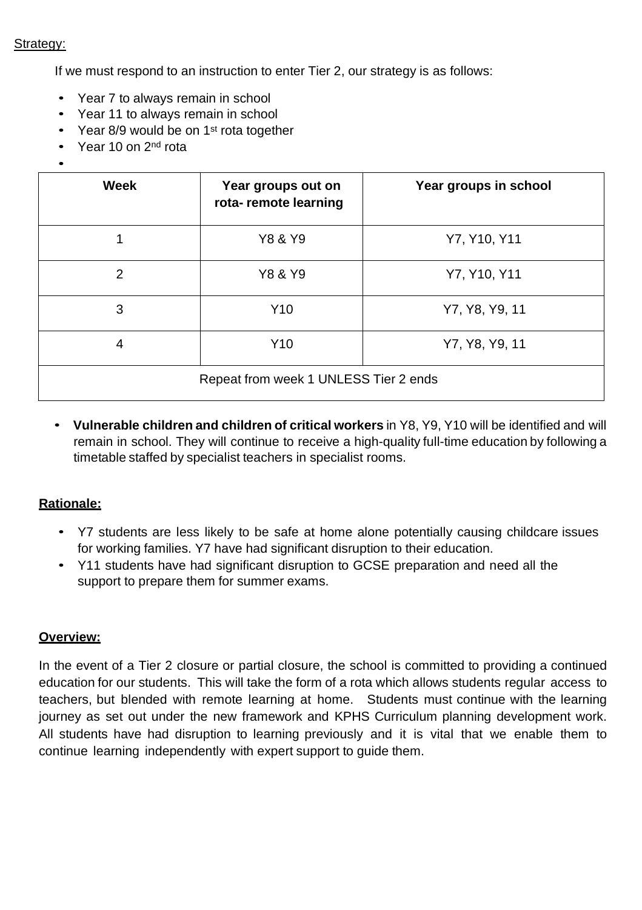Strategy:

If we must respond to an instruction to enter Tier 2, our strategy is as follows:

- Year 7 to always remain in school
- Year 11 to always remain in school
- Year 8/9 would be on 1st rota together
- Year 10 on 2nd rota
-

| Week | Year groups out on rota- remote learning | Year groups in school |
|---|---|---|
| 1 | Y8 & Y9 | Y7, Y10, Y11 |
| 2 | Y8 & Y9 | Y7, Y10, Y11 |
| 3 | Y10 | Y7, Y8, Y9, 11 |
| 4 | Y10 | Y7, Y8, Y9, 11 |
| Repeat from week 1 UNLESS Tier 2 ends | | |

- **Vulnerable children and children of critical workers** in Y8, Y9, Y10 will be identified and will remain in school. They will continue to receive a high-quality full-time education by following a timetable staffed by specialist teachers in specialist rooms.

**Rationale:**

- Y7 students are less likely to be safe at home alone potentially causing childcare issues for working families. Y7 have had significant disruption to their education.
- Y11 students have had significant disruption to GCSE preparation and need all the support to prepare them for summer exams.

**Overview:**

In the event of a Tier 2 closure or partial closure, the school is committed to providing a continued education for our students. This will take the form of a rota which allows students regular access to teachers, but blended with remote learning at home. Students must continue with the learning journey as set out under the new framework and KPHS Curriculum planning development work. All students have had disruption to learning previously and it is vital that we enable them to continue learning independently with expert support to guide them.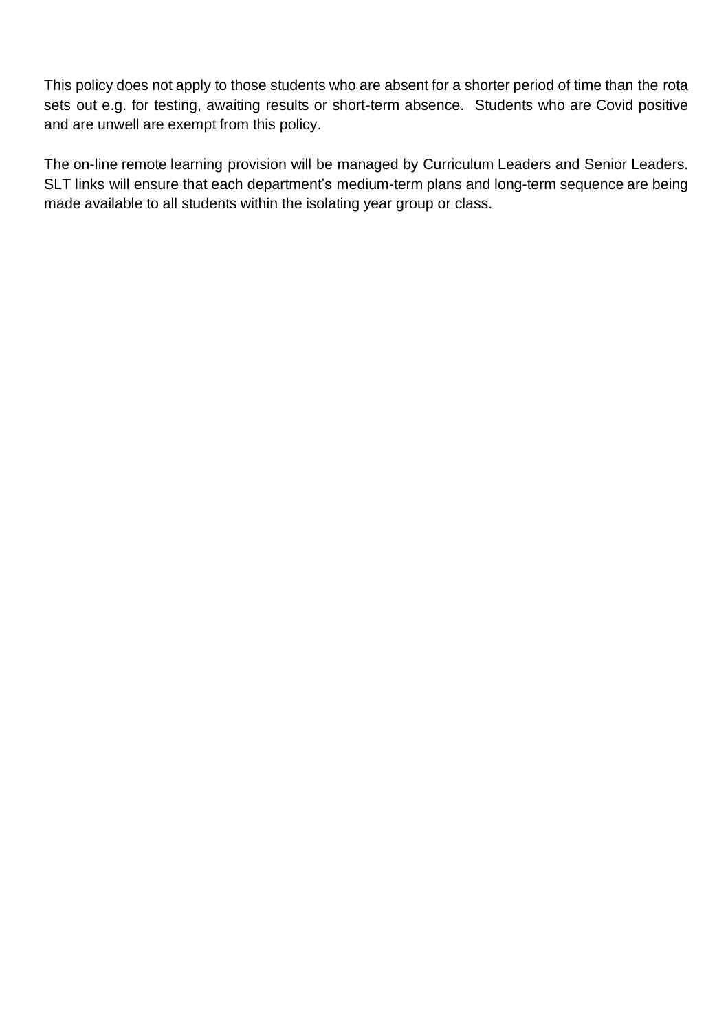This policy does not apply to those students who are absent for a shorter period of time than the rota sets out e.g. for testing, awaiting results or short-term absence. Students who are Covid positive and are unwell are exempt from this policy.

The on-line remote learning provision will be managed by Curriculum Leaders and Senior Leaders. SLT links will ensure that each department's medium-term plans and long-term sequence are being made available to all students within the isolating year group or class.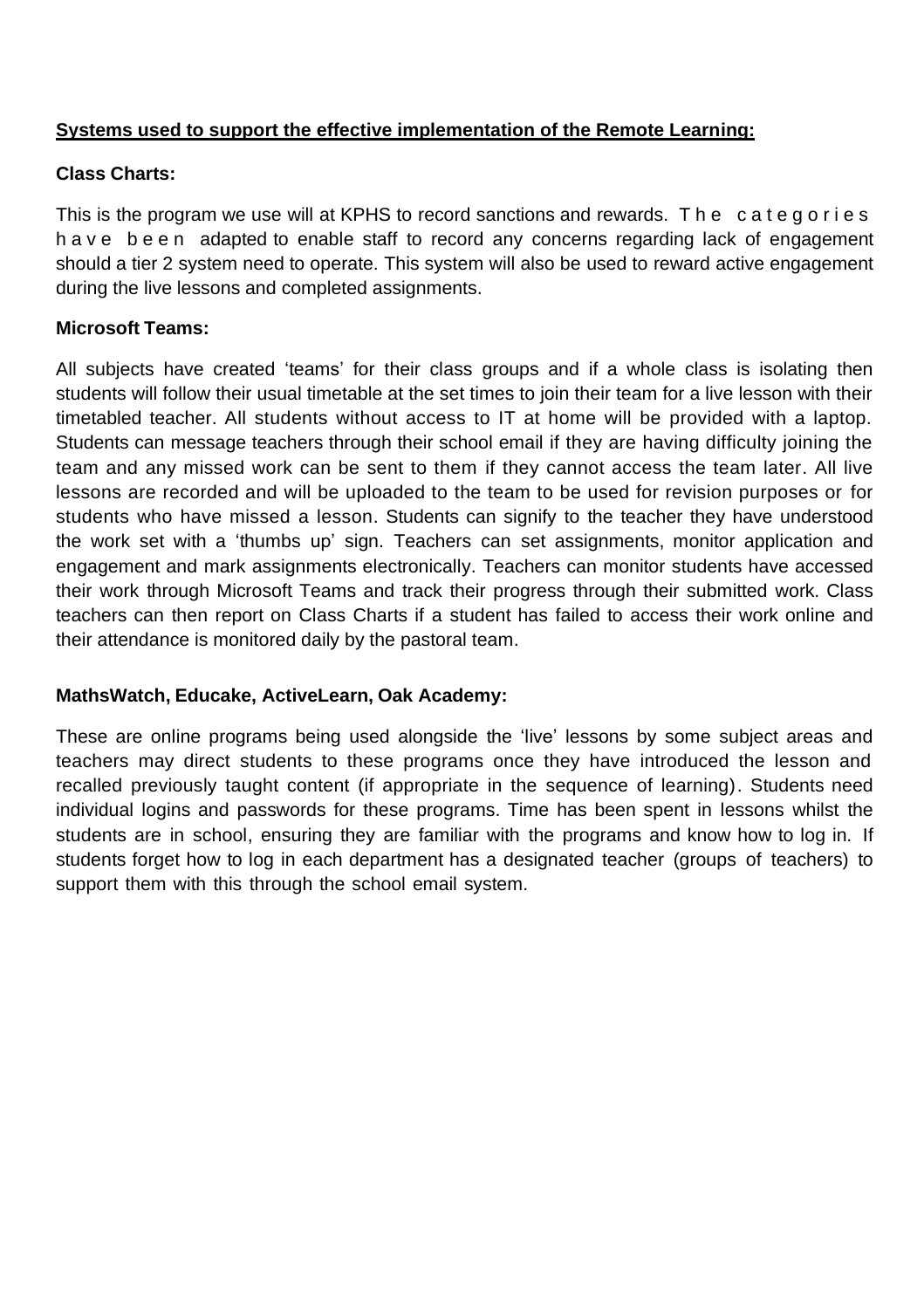**<u>Systems used to support the effective implementation of the Remote Learning:</u>**

**Class Charts:**

This is the program we use will at KPHS to record sanctions and rewards. The categories have been adapted to enable staff to record any concerns regarding lack of engagement should a tier 2 system need to operate. This system will also be used to reward active engagement during the live lessons and completed assignments.

**Microsoft Teams:**

All subjects have created 'teams' for their class groups and if a whole class is isolating then students will follow their usual timetable at the set times to join their team for a live lesson with their timetabled teacher. All students without access to IT at home will be provided with a laptop. Students can message teachers through their school email if they are having difficulty joining the team and any missed work can be sent to them if they cannot access the team later. All live lessons are recorded and will be uploaded to the team to be used for revision purposes or for students who have missed a lesson. Students can signify to the teacher they have understood the work set with a 'thumbs up' sign. Teachers can set assignments, monitor application and engagement and mark assignments electronically. Teachers can monitor students have accessed their work through Microsoft Teams and track their progress through their submitted work. Class teachers can then report on Class Charts if a student has failed to access their work online and their attendance is monitored daily by the pastoral team.

**MathsWatch, Educake, ActiveLearn, Oak Academy:**

These are online programs being used alongside the 'live' lessons by some subject areas and teachers may direct students to these programs once they have introduced the lesson and recalled previously taught content (if appropriate in the sequence of learning). Students need individual logins and passwords for these programs. Time has been spent in lessons whilst the students are in school, ensuring they are familiar with the programs and know how to log in. If students forget how to log in each department has a designated teacher (groups of teachers) to support them with this through the school email system.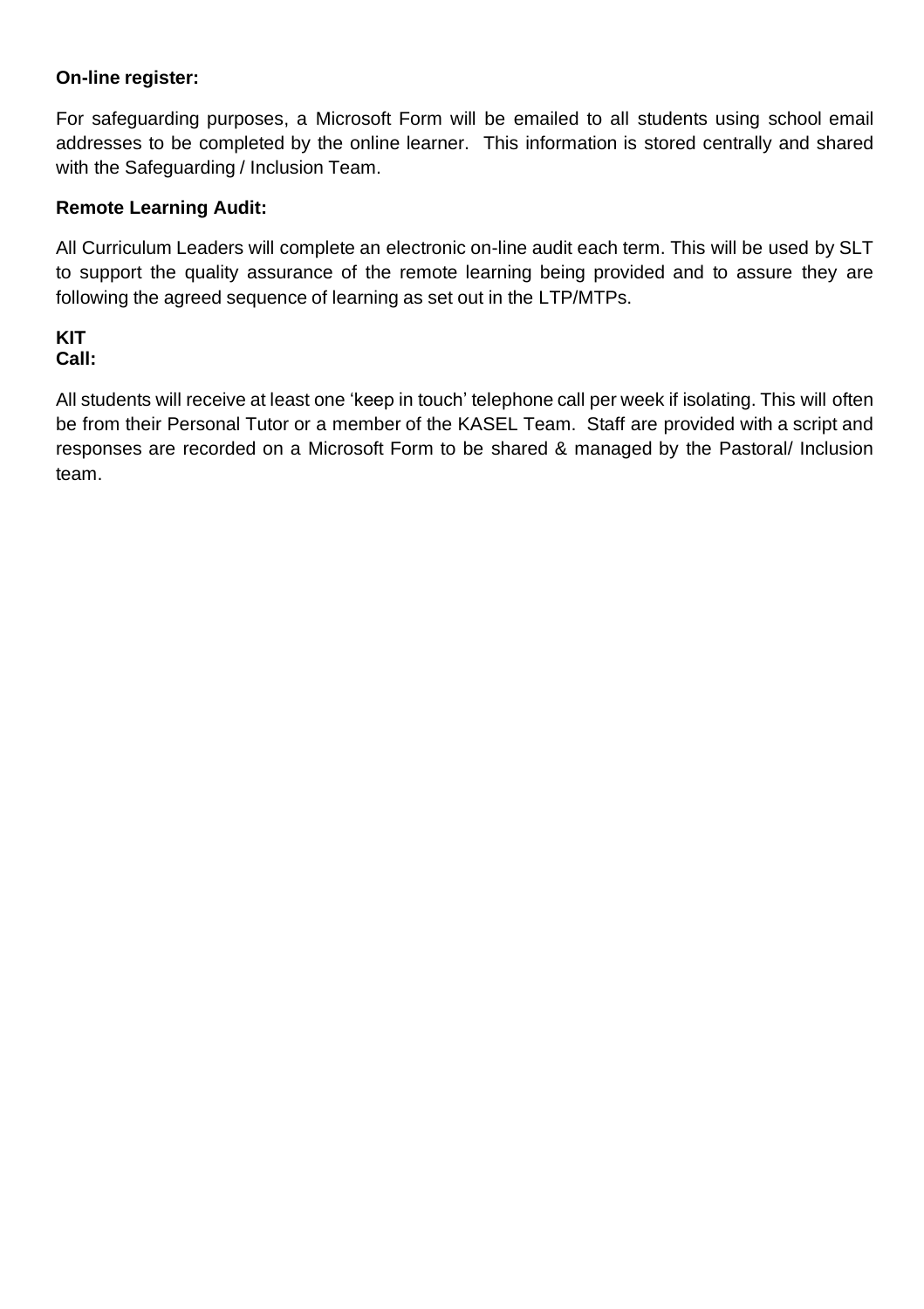**On-line register:**

For safeguarding purposes, a Microsoft Form will be emailed to all students using school email addresses to be completed by the online learner. This information is stored centrally and shared with the Safeguarding / Inclusion Team.

**Remote Learning Audit:**

All Curriculum Leaders will complete an electronic on-line audit each term. This will be used by SLT to support the quality assurance of the remote learning being provided and to assure they are following the agreed sequence of learning as set out in the LTP/MTPs.

**KIT Call:**

All students will receive at least one 'keep in touch' telephone call per week if isolating. This will often be from their Personal Tutor or a member of the KASEL Team. Staff are provided with a script and responses are recorded on a Microsoft Form to be shared & managed by the Pastoral/ Inclusion team.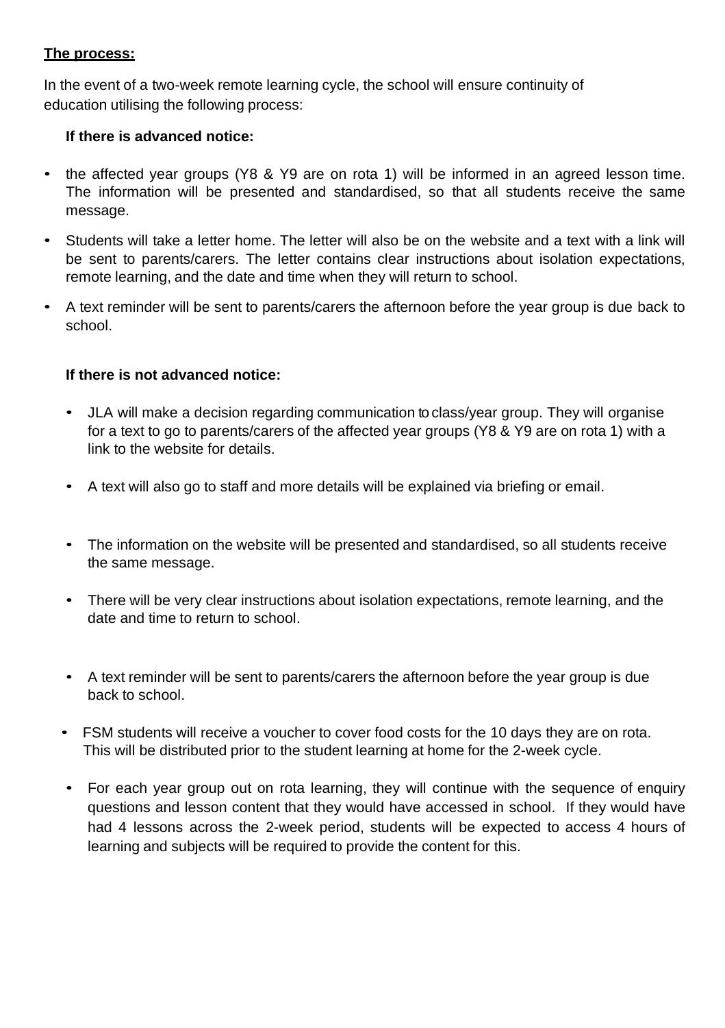**The process:**

In the event of a two-week remote learning cycle, the school will ensure continuity of education utilising the following process:

**If there is advanced notice:**

- the affected year groups (Y8 & Y9 are on rota 1) will be informed in an agreed lesson time. The information will be presented and standardised, so that all students receive the same message.
- Students will take a letter home. The letter will also be on the website and a text with a link will be sent to parents/carers. The letter contains clear instructions about isolation expectations, remote learning, and the date and time when they will return to school.
- A text reminder will be sent to parents/carers the afternoon before the year group is due back to school.

**If there is not advanced notice:**

- JLA will make a decision regarding communication to class/year group. They will organise for a text to go to parents/carers of the affected year groups (Y8 & Y9 are on rota 1) with a link to the website for details.
- A text will also go to staff and more details will be explained via briefing or email.
- The information on the website will be presented and standardised, so all students receive the same message.
- There will be very clear instructions about isolation expectations, remote learning, and the date and time to return to school.
- A text reminder will be sent to parents/carers the afternoon before the year group is due back to school.
- FSM students will receive a voucher to cover food costs for the 10 days they are on rota. This will be distributed prior to the student learning at home for the 2-week cycle.
- For each year group out on rota learning, they will continue with the sequence of enquiry questions and lesson content that they would have accessed in school. If they would have had 4 lessons across the 2-week period, students will be expected to access 4 hours of learning and subjects will be required to provide the content for this.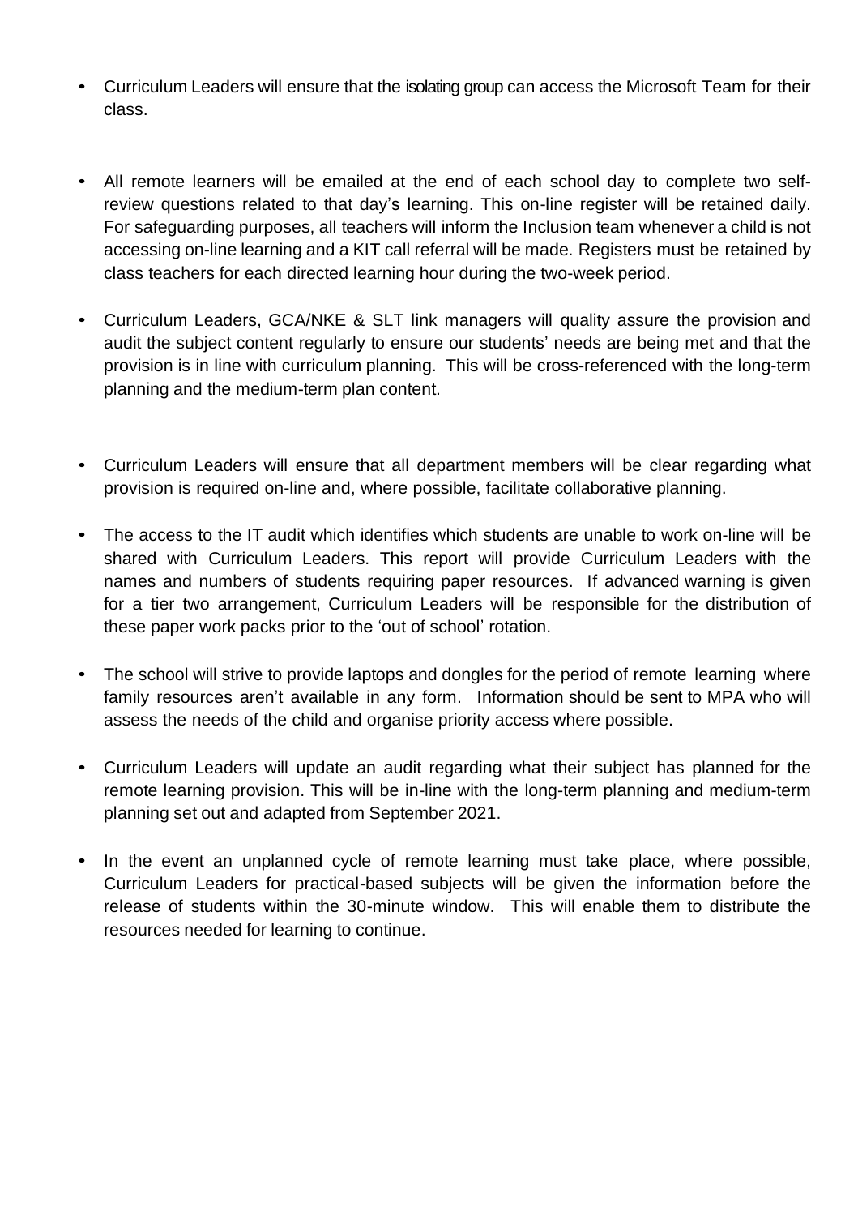- Curriculum Leaders will ensure that the isolating group can access the Microsoft Team for their class.

- All remote learners will be emailed at the end of each school day to complete two self-review questions related to that day's learning. This on-line register will be retained daily. For safeguarding purposes, all teachers will inform the Inclusion team whenever a child is not accessing on-line learning and a KIT call referral will be made. Registers must be retained by class teachers for each directed learning hour during the two-week period.

- Curriculum Leaders, GCA/NKE & SLT link managers will quality assure the provision and audit the subject content regularly to ensure our students' needs are being met and that the provision is in line with curriculum planning. This will be cross-referenced with the long-term planning and the medium-term plan content.

- Curriculum Leaders will ensure that all department members will be clear regarding what provision is required on-line and, where possible, facilitate collaborative planning.

- The access to the IT audit which identifies which students are unable to work on-line will be shared with Curriculum Leaders. This report will provide Curriculum Leaders with the names and numbers of students requiring paper resources. If advanced warning is given for a tier two arrangement, Curriculum Leaders will be responsible for the distribution of these paper work packs prior to the 'out of school' rotation.

- The school will strive to provide laptops and dongles for the period of remote learning where family resources aren't available in any form. Information should be sent to MPA who will assess the needs of the child and organise priority access where possible.

- Curriculum Leaders will update an audit regarding what their subject has planned for the remote learning provision. This will be in-line with the long-term planning and medium-term planning set out and adapted from September 2021.

- In the event an unplanned cycle of remote learning must take place, where possible, Curriculum Leaders for practical-based subjects will be given the information before the release of students within the 30-minute window. This will enable them to distribute the resources needed for learning to continue.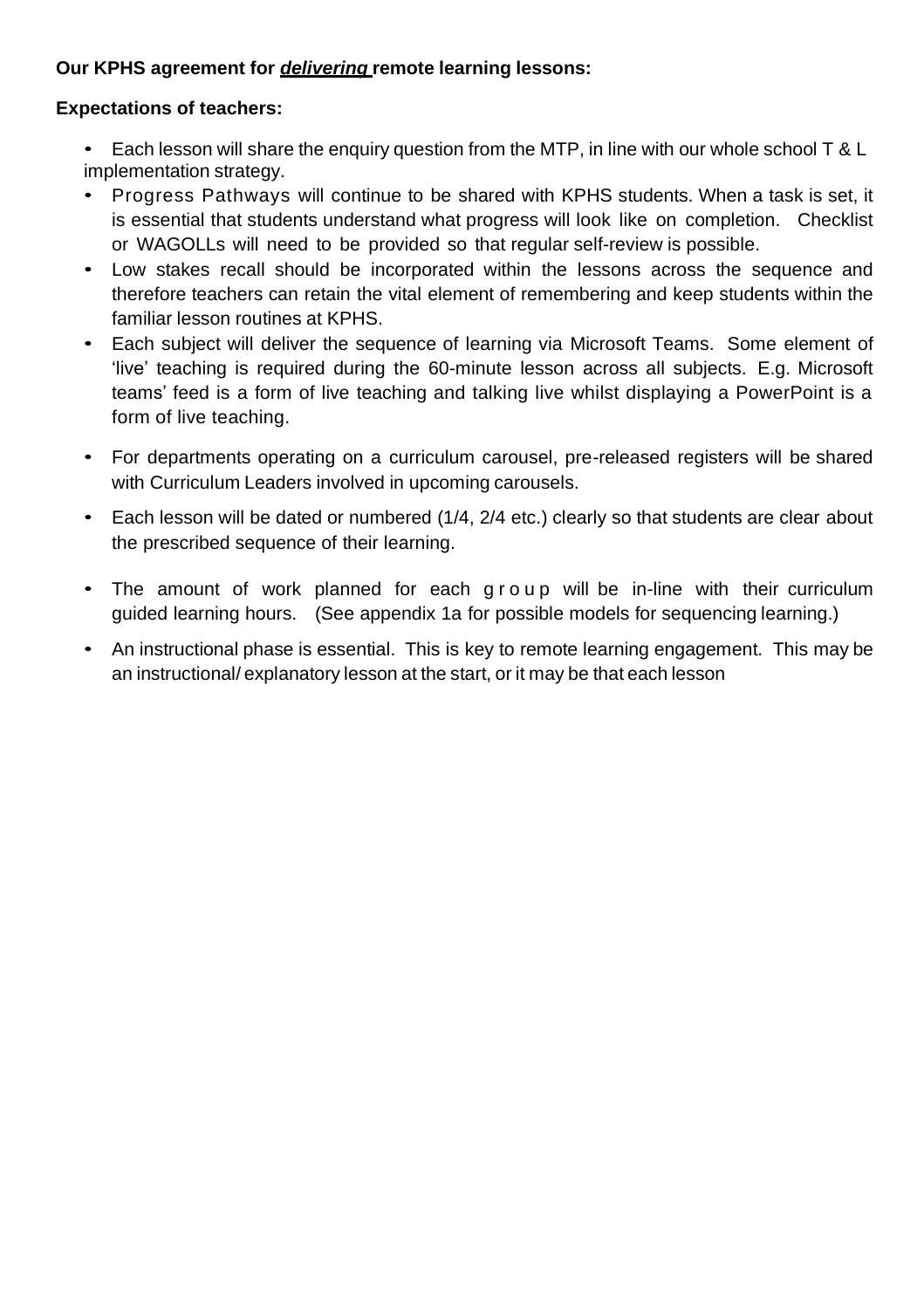**Our KPHS agreement for _**delivering**_ remote learning lessons:**

**Expectations of teachers:**

- Each lesson will share the enquiry question from the MTP, in line with our whole school T & L implementation strategy.
- Progress Pathways will continue to be shared with KPHS students. When a task is set, it is essential that students understand what progress will look like on completion. Checklist or WAGOLLs will need to be provided so that regular self-review is possible.
- Low stakes recall should be incorporated within the lessons across the sequence and therefore teachers can retain the vital element of remembering and keep students within the familiar lesson routines at KPHS.
- Each subject will deliver the sequence of learning via Microsoft Teams. Some element of 'live' teaching is required during the 60-minute lesson across all subjects. E.g. Microsoft teams' feed is a form of live teaching and talking live whilst displaying a PowerPoint is a form of live teaching.
- For departments operating on a curriculum carousel, pre-released registers will be shared with Curriculum Leaders involved in upcoming carousels.
- Each lesson will be dated or numbered (1/4, 2/4 etc.) clearly so that students are clear about the prescribed sequence of their learning.
- The amount of work planned for each group will be in-line with their curriculum guided learning hours. (See appendix 1a for possible models for sequencing learning.)
- An instructional phase is essential. This is key to remote learning engagement. This may be an instructional/ explanatory lesson at the start, or it may be that each lesson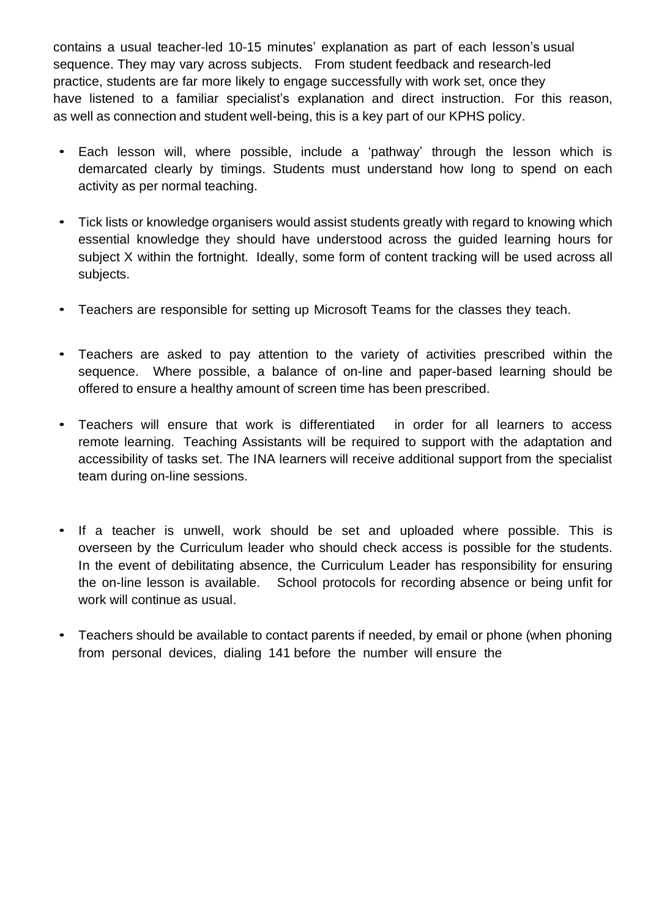contains a usual teacher-led 10-15 minutes' explanation as part of each lesson's usual sequence. They may vary across subjects. From student feedback and research-led practice, students are far more likely to engage successfully with work set, once they have listened to a familiar specialist's explanation and direct instruction. For this reason, as well as connection and student well-being, this is a key part of our KPHS policy.

- Each lesson will, where possible, include a 'pathway' through the lesson which is demarcated clearly by timings. Students must understand how long to spend on each activity as per normal teaching.
- Tick lists or knowledge organisers would assist students greatly with regard to knowing which essential knowledge they should have understood across the guided learning hours for subject X within the fortnight. Ideally, some form of content tracking will be used across all subjects.
- Teachers are responsible for setting up Microsoft Teams for the classes they teach.
- Teachers are asked to pay attention to the variety of activities prescribed within the sequence. Where possible, a balance of on-line and paper-based learning should be offered to ensure a healthy amount of screen time has been prescribed.
- Teachers will ensure that work is differentiated in order for all learners to access remote learning. Teaching Assistants will be required to support with the adaptation and accessibility of tasks set. The INA learners will receive additional support from the specialist team during on-line sessions.
- If a teacher is unwell, work should be set and uploaded where possible. This is overseen by the Curriculum leader who should check access is possible for the students. In the event of debilitating absence, the Curriculum Leader has responsibility for ensuring the on-line lesson is available. School protocols for recording absence or being unfit for work will continue as usual.
- Teachers should be available to contact parents if needed, by email or phone (when phoning from personal devices, dialing 141 before the number will ensure the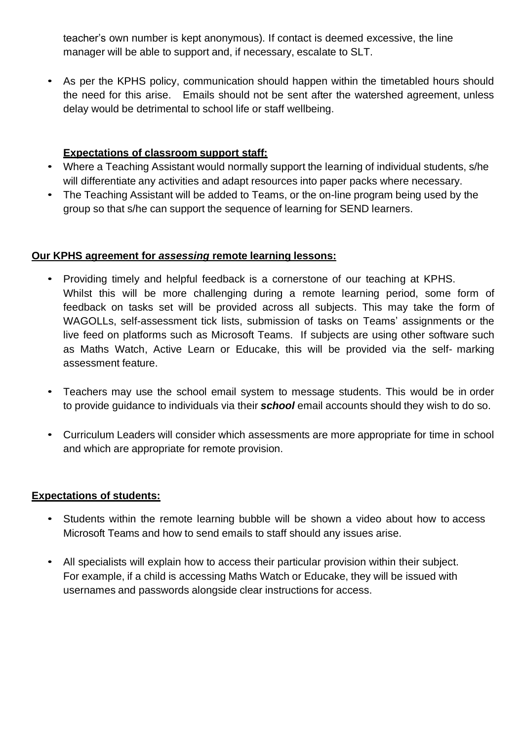teacher's own number is kept anonymous). If contact is deemed excessive, the line manager will be able to support and, if necessary, escalate to SLT.

- As per the KPHS policy, communication should happen within the timetabled hours should the need for this arise. Emails should not be sent after the watershed agreement, unless delay would be detrimental to school life or staff wellbeing.

**Expectations of classroom support staff:**

- Where a Teaching Assistant would normally support the learning of individual students, s/he will differentiate any activities and adapt resources into paper packs where necessary.
- The Teaching Assistant will be added to Teams, or the on-line program being used by the group so that s/he can support the sequence of learning for SEND learners.

**Our KPHS agreement for *assessing* remote learning lessons:**

- Providing timely and helpful feedback is a cornerstone of our teaching at KPHS. Whilst this will be more challenging during a remote learning period, some form of feedback on tasks set will be provided across all subjects. This may take the form of WAGOLLs, self-assessment tick lists, submission of tasks on Teams' assignments or the live feed on platforms such as Microsoft Teams. If subjects are using other software such as Maths Watch, Active Learn or Educake, this will be provided via the self- marking assessment feature.

- Teachers may use the school email system to message students. This would be in order to provide guidance to individuals via their ***school*** email accounts should they wish to do so.

- Curriculum Leaders will consider which assessments are more appropriate for time in school and which are appropriate for remote provision.

**Expectations of students:**

- Students within the remote learning bubble will be shown a video about how to access Microsoft Teams and how to send emails to staff should any issues arise.

- All specialists will explain how to access their particular provision within their subject. For example, if a child is accessing Maths Watch or Educake, they will be issued with usernames and passwords alongside clear instructions for access.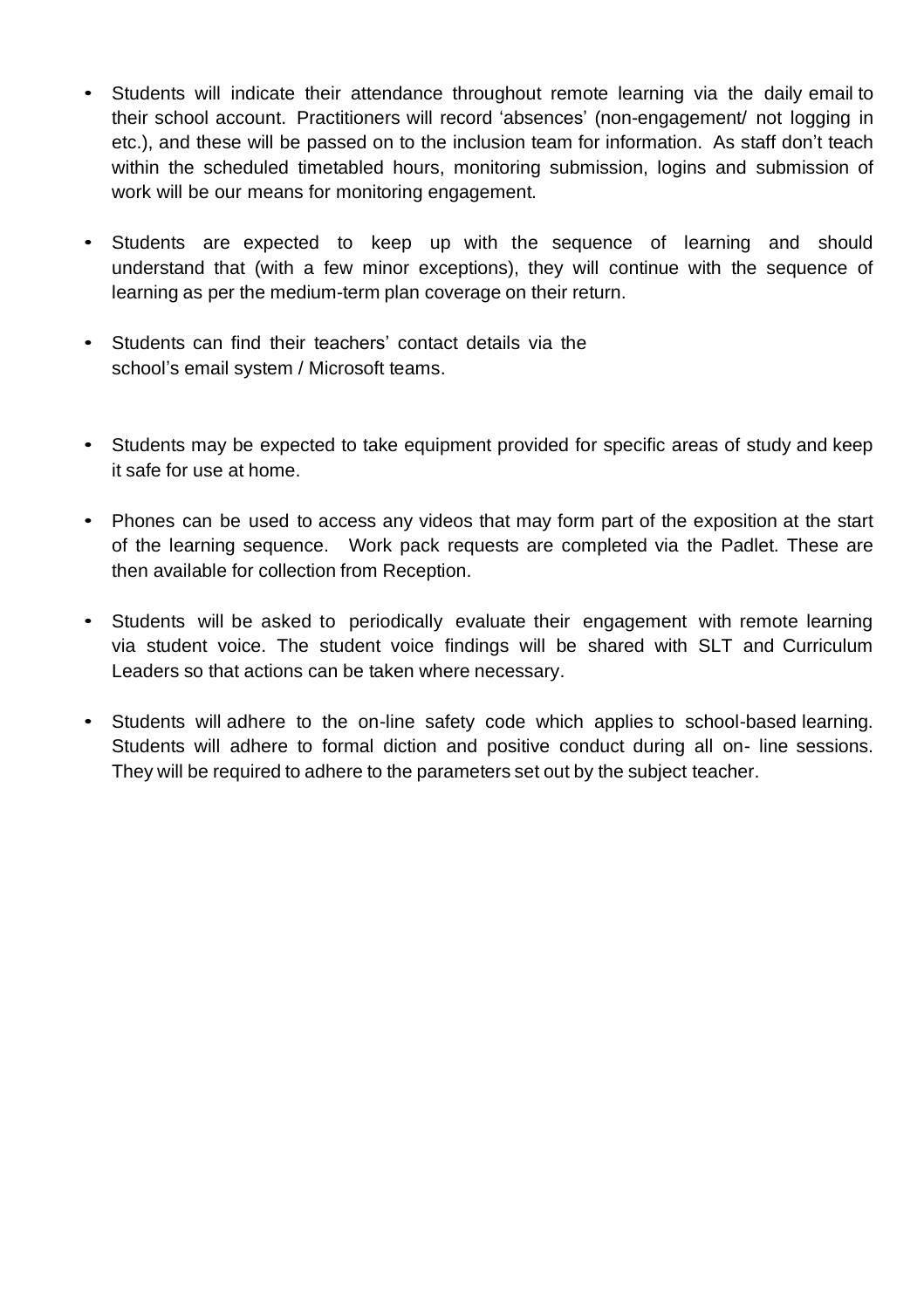- Students will indicate their attendance throughout remote learning via the daily email to their school account. Practitioners will record 'absences' (non-engagement/ not logging in etc.), and these will be passed on to the inclusion team for information. As staff don't teach within the scheduled timetabled hours, monitoring submission, logins and submission of work will be our means for monitoring engagement.

- Students are expected to keep up with the sequence of learning and should understand that (with a few minor exceptions), they will continue with the sequence of learning as per the medium-term plan coverage on their return.

- Students can find their teachers' contact details via the school's email system / Microsoft teams.

- Students may be expected to take equipment provided for specific areas of study and keep it safe for use at home.

- Phones can be used to access any videos that may form part of the exposition at the start of the learning sequence. Work pack requests are completed via the Padlet. These are then available for collection from Reception.

- Students will be asked to periodically evaluate their engagement with remote learning via student voice. The student voice findings will be shared with SLT and Curriculum Leaders so that actions can be taken where necessary.

- Students will adhere to the on-line safety code which applies to school-based learning. Students will adhere to formal diction and positive conduct during all on- line sessions. They will be required to adhere to the parameters set out by the subject teacher.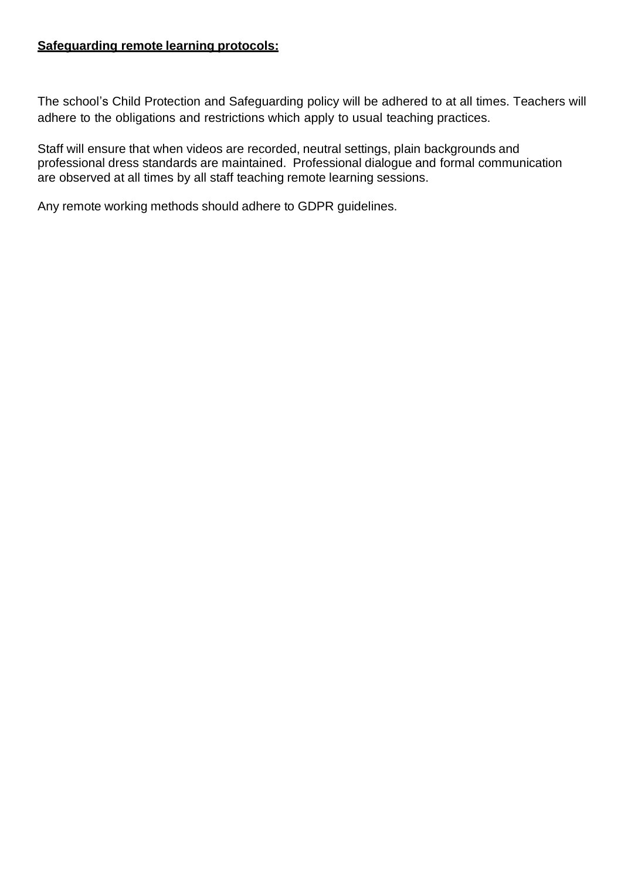**Safeguarding remote learning protocols:**

The school's Child Protection and Safeguarding policy will be adhered to at all times. Teachers will adhere to the obligations and restrictions which apply to usual teaching practices.

Staff will ensure that when videos are recorded, neutral settings, plain backgrounds and professional dress standards are maintained. Professional dialogue and formal communication are observed at all times by all staff teaching remote learning sessions.

Any remote working methods should adhere to GDPR guidelines.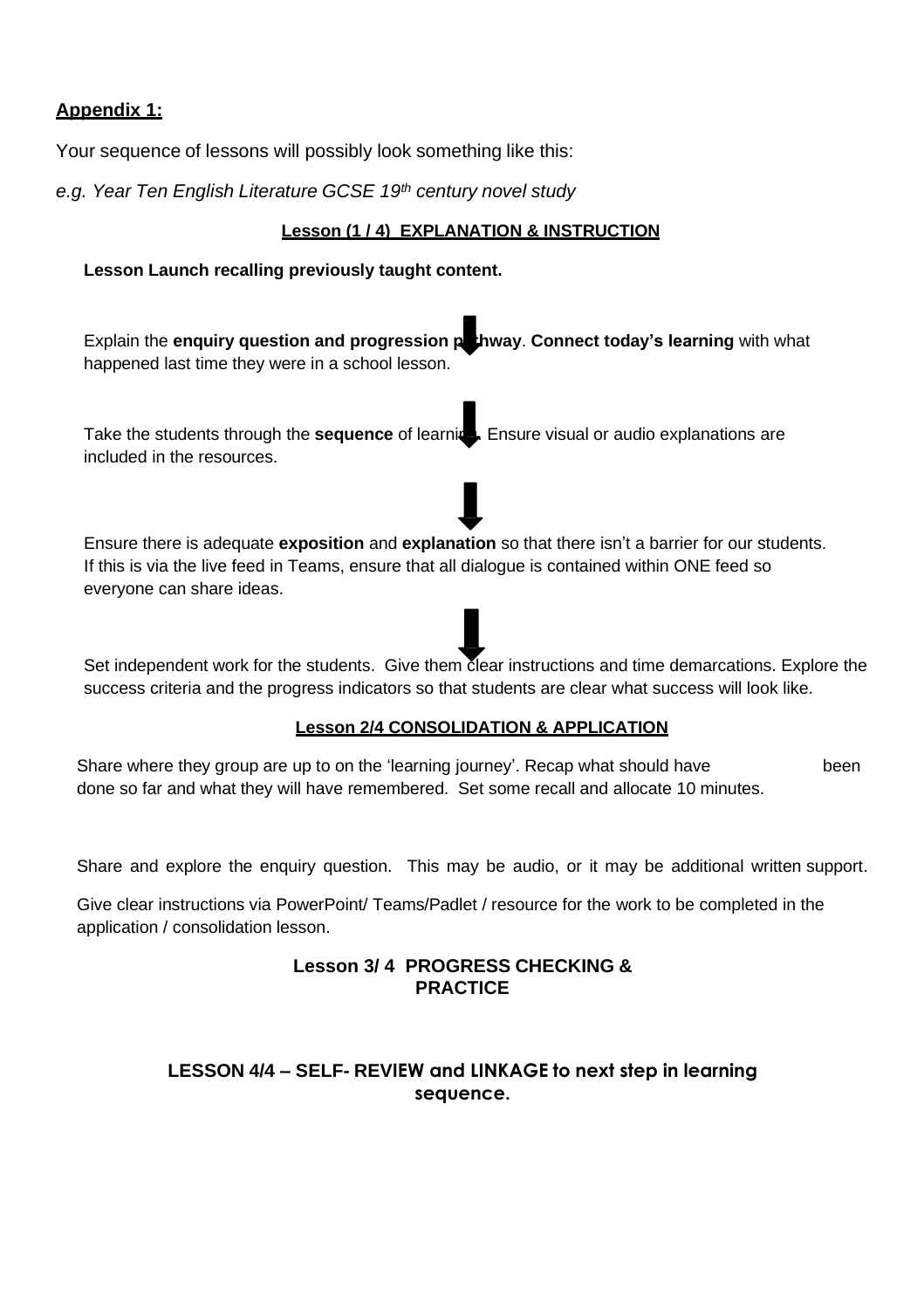**Appendix 1:**

Your sequence of lessons will possibly look something like this:

*e.g. Year Ten English Literature GCSE 19th century novel study*

**Lesson (1 / 4) EXPLANATION & INSTRUCTION**

**Lesson Launch recalling previously taught content.**

Explain the **enquiry question and progression pathway**. **Connect today's learning** with what happened last time they were in a school lesson.

Take the students through the **sequence** of learning. Ensure visual or audio explanations are included in the resources.

Ensure there is adequate **exposition** and **explanation** so that there isn't a barrier for our students. If this is via the live feed in Teams, ensure that all dialogue is contained within ONE feed so everyone can share ideas.

Set independent work for the students. Give them clear instructions and time demarcations. Explore the success criteria and the progress indicators so that students are clear what success will look like.

**Lesson 2/4 CONSOLIDATION & APPLICATION**

Share where they group are up to on the 'learning journey'. Recap what should have been done so far and what they will have remembered. Set some recall and allocate 10 minutes.

Share and explore the enquiry question. This may be audio, or it may be additional written support.

Give clear instructions via PowerPoint/ Teams/Padlet / resource for the work to be completed in the application / consolidation lesson.

**Lesson 3/ 4 PROGRESS CHECKING & PRACTICE**

**LESSON 4/4 – SELF- REVIEW and LINKAGE to next step in learning sequence.**